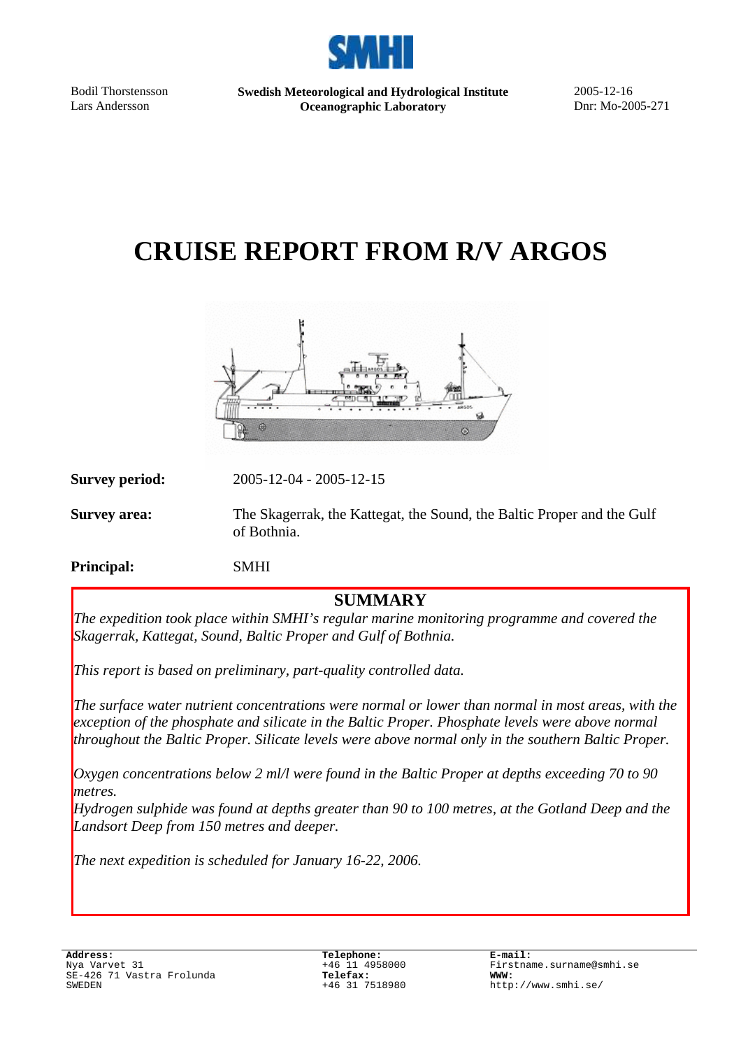Bodil Thorstensson
Lars Andersson

**Swedish Meteorological and Hydrological Institute**
**Oceanographic Laboratory**

2005-12-16
Dnr: Mo-2005-271

# CRUISE REPORT FROM R/V ARGOS

**Survey period:** 2005-12-04 - 2005-12-15

**Survey area:** The Skagerrak, the Kattegat, the Sound, the Baltic Proper and the Gulf of Bothnia.

**Principal:** SMHI

## SUMMARY

*The expedition took place within SMHI's regular marine monitoring programme and covered the Skagerrak, Kattegat, Sound, Baltic Proper and Gulf of Bothnia.*

*This report is based on preliminary, part-quality controlled data.*

*The surface water nutrient concentrations were normal or lower than normal in most areas, with the exception of the phosphate and silicate in the Baltic Proper. Phosphate levels were above normal throughout the Baltic Proper. Silicate levels were above normal only in the southern Baltic Proper.*

*Oxygen concentrations below 2 ml/l were found in the Baltic Proper at depths exceeding 70 to 90 metres.*
*Hydrogen sulphide was found at depths greater than 90 to 100 metres, at the Gotland Deep and the Landsort Deep from 150 metres and deeper.*

*The next expedition is scheduled for January 16-22, 2006.*

**Address:**
Nya Varvet 31
SE-426 71 Vastra Frolunda
SWEDEN

**Telephone:**
+46 11 4958000
**Telefax:**
+46 31 7518980

**E-mail:**
Firstname.surname@smhi.se
**WWW:**
http://www.smhi.se/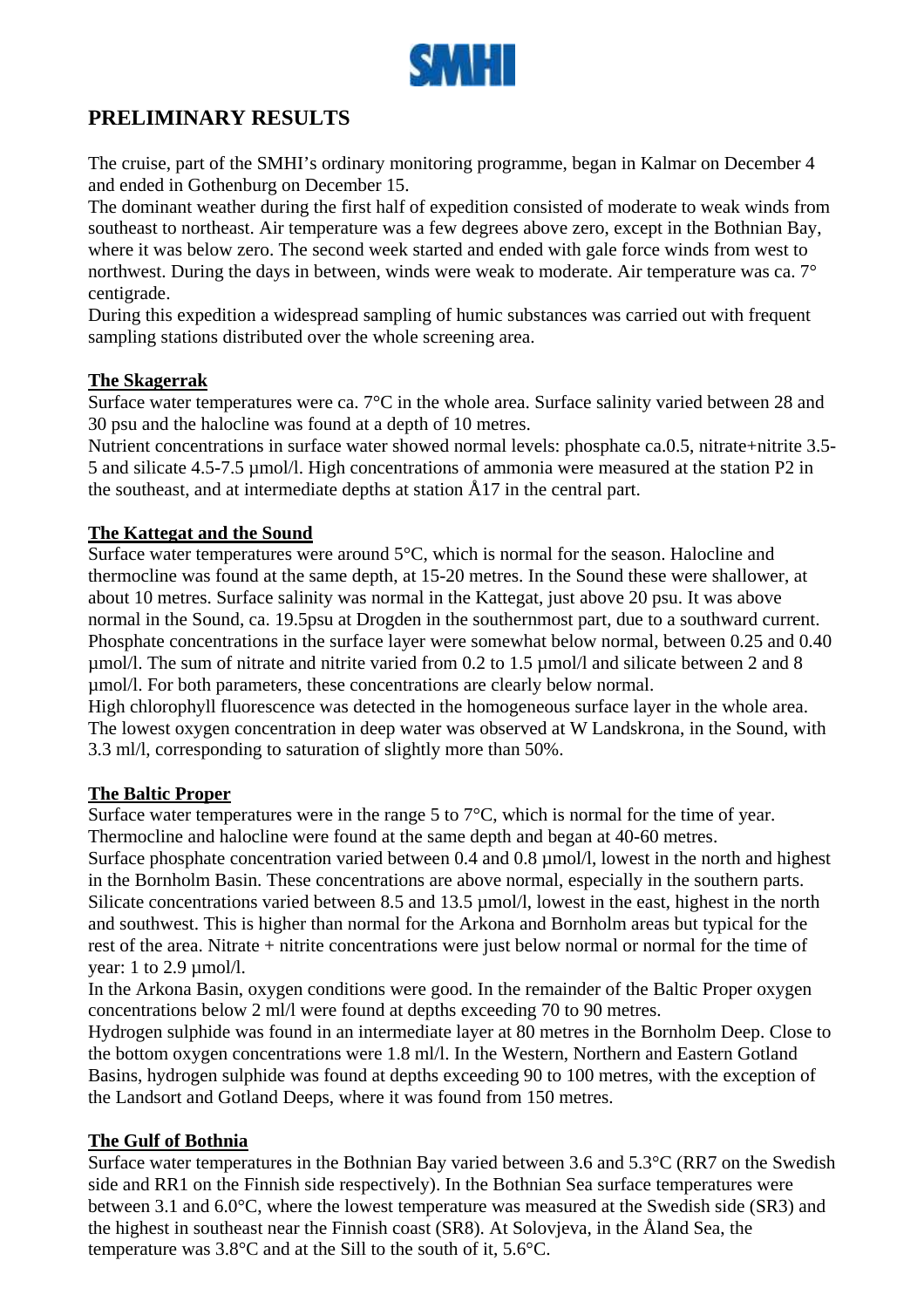# PRELIMINARY RESULTS

The cruise, part of the SMHI's ordinary monitoring programme, began in Kalmar on December 4 and ended in Gothenburg on December 15.

The dominant weather during the first half of expedition consisted of moderate to weak winds from southeast to northeast. Air temperature was a few degrees above zero, except in the Bothnian Bay, where it was below zero. The second week started and ended with gale force winds from west to northwest. During the days in between, winds were weak to moderate. Air temperature was ca. 7° centigrade.

During this expedition a widespread sampling of humic substances was carried out with frequent sampling stations distributed over the whole screening area.

## The Skagerrak

Surface water temperatures were ca. 7°C in the whole area. Surface salinity varied between 28 and 30 psu and the halocline was found at a depth of 10 metres.

Nutrient concentrations in surface water showed normal levels: phosphate ca.0.5, nitrate+nitrite 3.5-5 and silicate 4.5-7.5 µmol/l. High concentrations of ammonia were measured at the station P2 in the southeast, and at intermediate depths at station Å17 in the central part.

## The Kattegat and the Sound

Surface water temperatures were around 5°C, which is normal for the season. Halocline and thermocline was found at the same depth, at 15-20 metres. In the Sound these were shallower, at about 10 metres. Surface salinity was normal in the Kattegat, just above 20 psu. It was above normal in the Sound, ca. 19.5psu at Drogden in the southernmost part, due to a southward current. Phosphate concentrations in the surface layer were somewhat below normal, between 0.25 and 0.40 µmol/l. The sum of nitrate and nitrite varied from 0.2 to 1.5 µmol/l and silicate between 2 and 8 µmol/l. For both parameters, these concentrations are clearly below normal.

High chlorophyll fluorescence was detected in the homogeneous surface layer in the whole area. The lowest oxygen concentration in deep water was observed at W Landskrona, in the Sound, with 3.3 ml/l, corresponding to saturation of slightly more than 50%.

## The Baltic Proper

Surface water temperatures were in the range 5 to 7°C, which is normal for the time of year. Thermocline and halocline were found at the same depth and began at 40-60 metres.

Surface phosphate concentration varied between 0.4 and 0.8 µmol/l, lowest in the north and highest in the Bornholm Basin. These concentrations are above normal, especially in the southern parts. Silicate concentrations varied between 8.5 and 13.5 µmol/l, lowest in the east, highest in the north and southwest. This is higher than normal for the Arkona and Bornholm areas but typical for the rest of the area. Nitrate + nitrite concentrations were just below normal or normal for the time of year: 1 to 2.9 µmol/l.

In the Arkona Basin, oxygen conditions were good. In the remainder of the Baltic Proper oxygen concentrations below 2 ml/l were found at depths exceeding 70 to 90 metres.

Hydrogen sulphide was found in an intermediate layer at 80 metres in the Bornholm Deep. Close to the bottom oxygen concentrations were 1.8 ml/l. In the Western, Northern and Eastern Gotland Basins, hydrogen sulphide was found at depths exceeding 90 to 100 metres, with the exception of the Landsort and Gotland Deeps, where it was found from 150 metres.

## The Gulf of Bothnia

Surface water temperatures in the Bothnian Bay varied between 3.6 and 5.3°C (RR7 on the Swedish side and RR1 on the Finnish side respectively). In the Bothnian Sea surface temperatures were between 3.1 and 6.0°C, where the lowest temperature was measured at the Swedish side (SR3) and the highest in southeast near the Finnish coast (SR8). At Solovjeva, in the Åland Sea, the temperature was 3.8°C and at the Sill to the south of it, 5.6°C.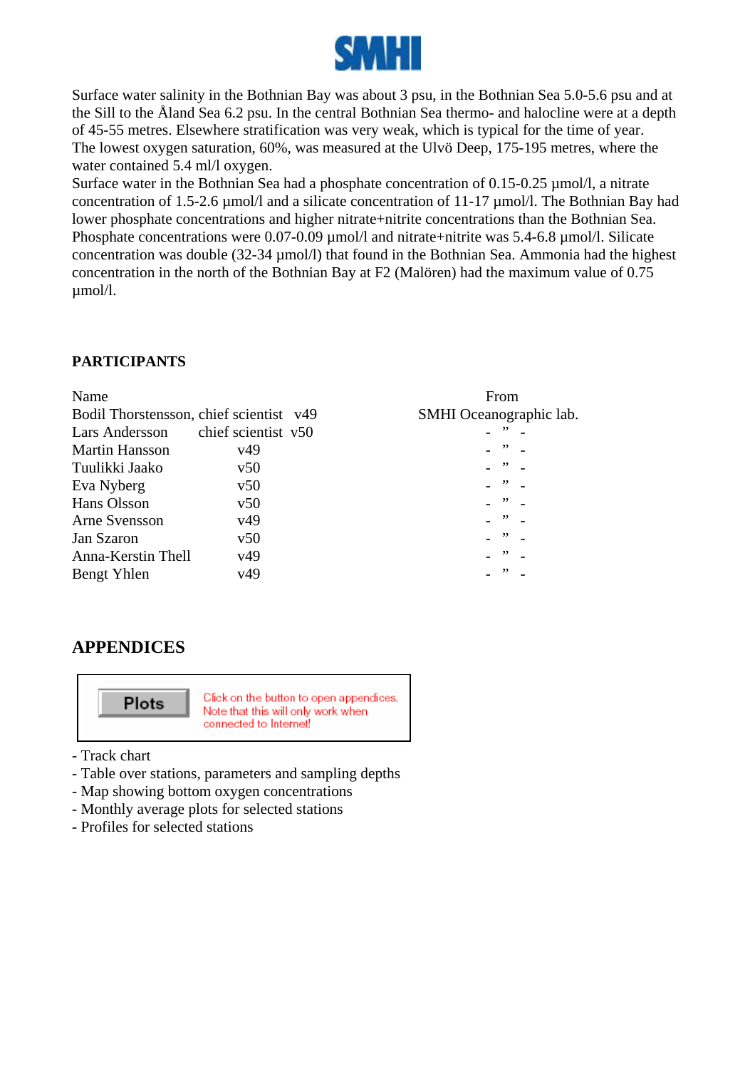Surface water salinity in the Bothnian Bay was about 3 psu, in the Bothnian Sea 5.0-5.6 psu and at the Sill to the Åland Sea 6.2 psu. In the central Bothnian Sea thermo- and halocline were at a depth of 45-55 metres. Elsewhere stratification was very weak, which is typical for the time of year. The lowest oxygen saturation, 60%, was measured at the Ulvö Deep, 175-195 metres, where the water contained 5.4 ml/l oxygen.
Surface water in the Bothnian Sea had a phosphate concentration of 0.15-0.25 µmol/l, a nitrate concentration of 1.5-2.6 µmol/l and a silicate concentration of 11-17 µmol/l. The Bothnian Bay had lower phosphate concentrations and higher nitrate+nitrite concentrations than the Bothnian Sea. Phosphate concentrations were 0.07-0.09 µmol/l and nitrate+nitrite was 5.4-6.8 µmol/l. Silicate concentration was double (32-34 µmol/l) that found in the Bothnian Sea. Ammonia had the highest concentration in the north of the Bothnian Bay at F2 (Malören) had the maximum value of 0.75 µmol/l.

## PARTICIPANTS

| Name | | From |
|---|---|---|
| Bodil Thorstensson, chief scientist | v49 | SMHI Oceanographic lab. |
| Lars Andersson chief scientist | v50 | - " - |
| Martin Hansson | v49 | - " - |
| Tuulikki Jaako | v50 | - " - |
| Eva Nyberg | v50 | - " - |
| Hans Olsson | v50 | - " - |
| Arne Svensson | v49 | - " - |
| Jan Szaron | v50 | - " - |
| Anna-Kerstin Thell | v49 | - " - |
| Bengt Yhlen | v49 | - " - |

## APPENDICES

Plots

Click on the button to open appendices. Note that this will only work when connected to Internet!

- Track chart
- Table over stations, parameters and sampling depths
- Map showing bottom oxygen concentrations
- Monthly average plots for selected stations
- Profiles for selected stations